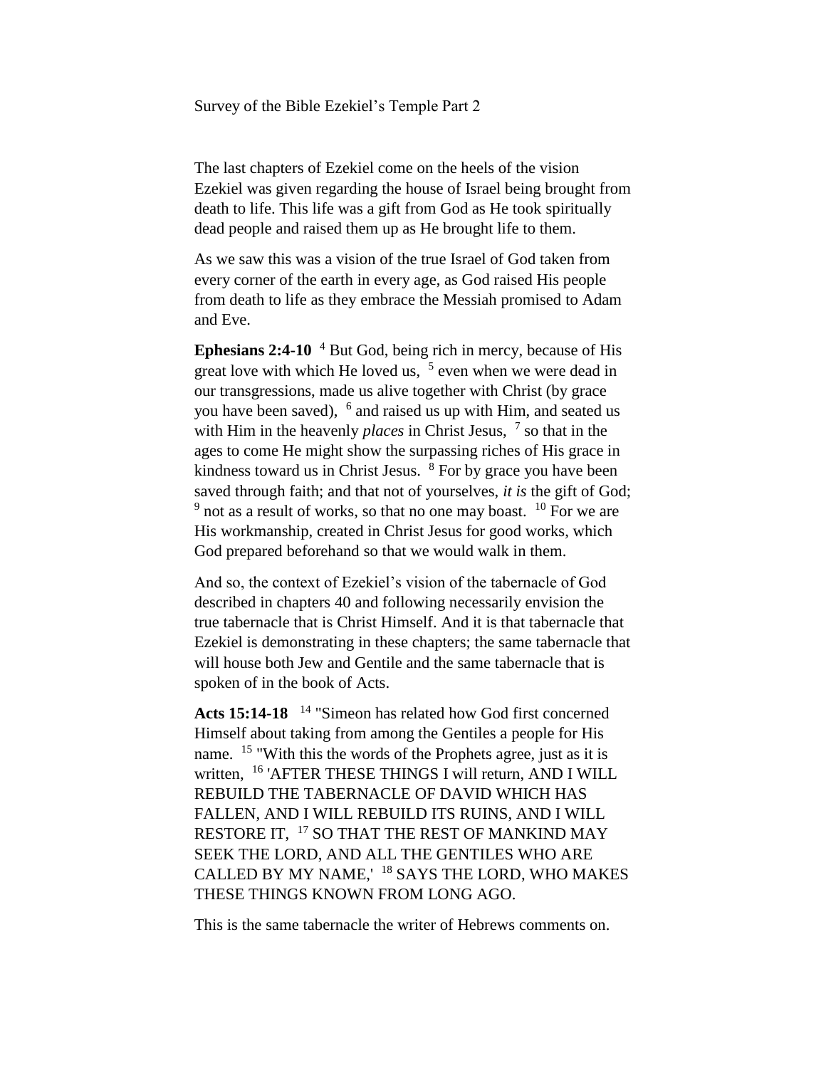Survey of the Bible Ezekiel's Temple Part 2

The last chapters of Ezekiel come on the heels of the vision Ezekiel was given regarding the house of Israel being brought from death to life. This life was a gift from God as He took spiritually dead people and raised them up as He brought life to them.

As we saw this was a vision of the true Israel of God taken from every corner of the earth in every age, as God raised His people from death to life as they embrace the Messiah promised to Adam and Eve.

**Ephesians 2:4-10** [4] But God, being rich in mercy, because of His great love with which He loved us, [5] even when we were dead in our transgressions, made us alive together with Christ (by grace you have been saved), [6] and raised us up with Him, and seated us with Him in the heavenly *places* in Christ Jesus, [7] so that in the ages to come He might show the surpassing riches of His grace in kindness toward us in Christ Jesus. [8] For by grace you have been saved through faith; and that not of yourselves, *it is* the gift of God; [9] not as a result of works, so that no one may boast. [10] For we are His workmanship, created in Christ Jesus for good works, which God prepared beforehand so that we would walk in them.

And so, the context of Ezekiel's vision of the tabernacle of God described in chapters 40 and following necessarily envision the true tabernacle that is Christ Himself. And it is that tabernacle that Ezekiel is demonstrating in these chapters; the same tabernacle that will house both Jew and Gentile and the same tabernacle that is spoken of in the book of Acts.

**Acts 15:14-18** [14] "Simeon has related how God first concerned Himself about taking from among the Gentiles a people for His name. [15] "With this the words of the Prophets agree, just as it is written, [16] 'AFTER THESE THINGS I will return, AND I WILL REBUILD THE TABERNACLE OF DAVID WHICH HAS FALLEN, AND I WILL REBUILD ITS RUINS, AND I WILL RESTORE IT, [17] SO THAT THE REST OF MANKIND MAY SEEK THE LORD, AND ALL THE GENTILES WHO ARE CALLED BY MY NAME,' [18] SAYS THE LORD, WHO MAKES THESE THINGS KNOWN FROM LONG AGO.

This is the same tabernacle the writer of Hebrews comments on.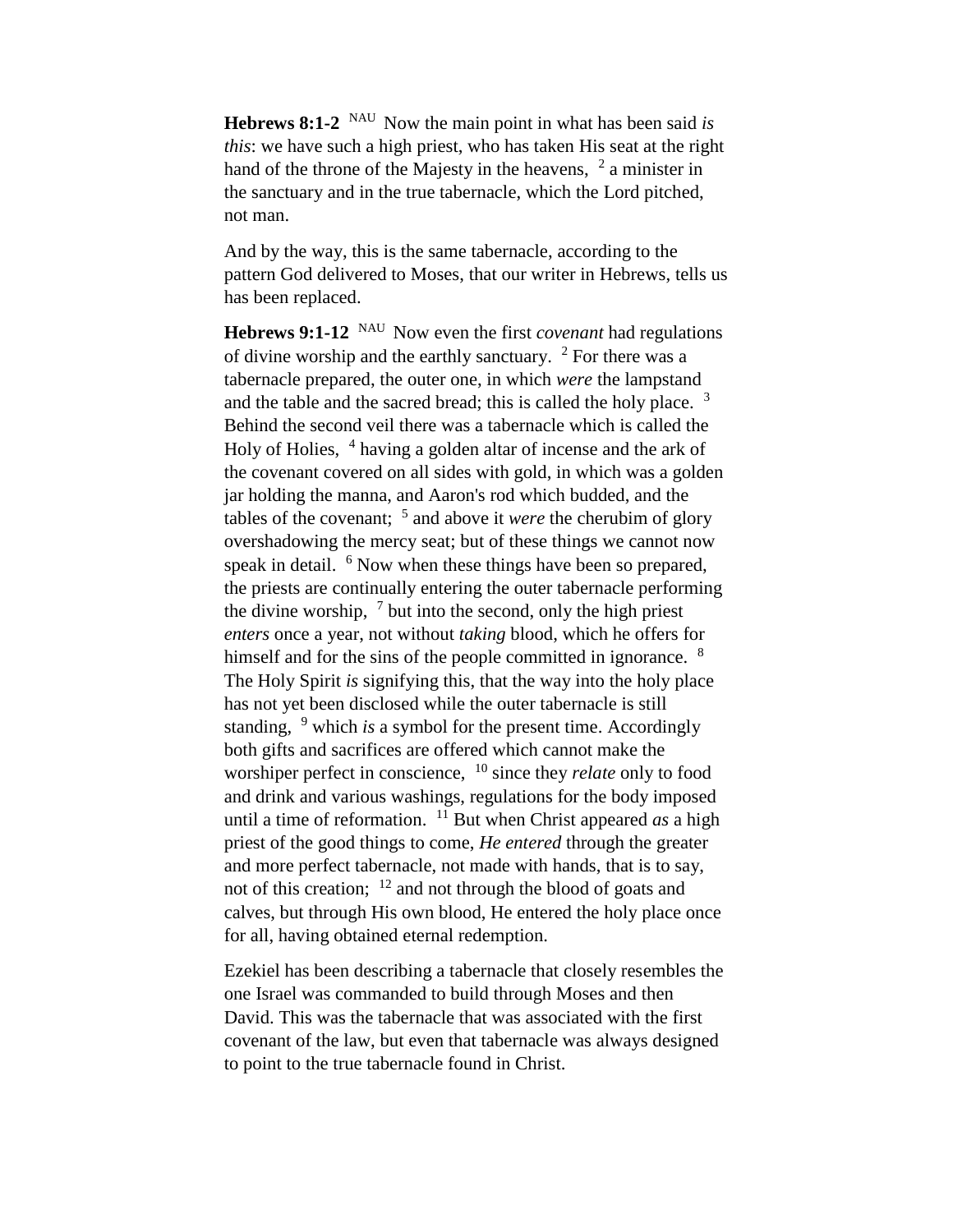**Hebrews 8:1-2** NAU Now the main point in what has been said *is this*: we have such a high priest, who has taken His seat at the right hand of the throne of the Majesty in the heavens, [2] a minister in the sanctuary and in the true tabernacle, which the Lord pitched, not man.

And by the way, this is the same tabernacle, according to the pattern God delivered to Moses, that our writer in Hebrews, tells us has been replaced.

**Hebrews 9:1-12** NAU Now even the first *covenant* had regulations of divine worship and the earthly sanctuary. [2] For there was a tabernacle prepared, the outer one, in which *were* the lampstand and the table and the sacred bread; this is called the holy place. [3] Behind the second veil there was a tabernacle which is called the Holy of Holies, [4] having a golden altar of incense and the ark of the covenant covered on all sides with gold, in which was a golden jar holding the manna, and Aaron's rod which budded, and the tables of the covenant; [5] and above it *were* the cherubim of glory overshadowing the mercy seat; but of these things we cannot now speak in detail. [6] Now when these things have been so prepared, the priests are continually entering the outer tabernacle performing the divine worship, [7] but into the second, only the high priest *enters* once a year, not without *taking* blood, which he offers for himself and for the sins of the people committed in ignorance. [8] The Holy Spirit *is* signifying this, that the way into the holy place has not yet been disclosed while the outer tabernacle is still standing, [9] which *is* a symbol for the present time. Accordingly both gifts and sacrifices are offered which cannot make the worshiper perfect in conscience, [10] since they *relate* only to food and drink and various washings, regulations for the body imposed until a time of reformation. [11] But when Christ appeared *as* a high priest of the good things to come, *He entered* through the greater and more perfect tabernacle, not made with hands, that is to say, not of this creation; [12] and not through the blood of goats and calves, but through His own blood, He entered the holy place once for all, having obtained eternal redemption.

Ezekiel has been describing a tabernacle that closely resembles the one Israel was commanded to build through Moses and then David. This was the tabernacle that was associated with the first covenant of the law, but even that tabernacle was always designed to point to the true tabernacle found in Christ.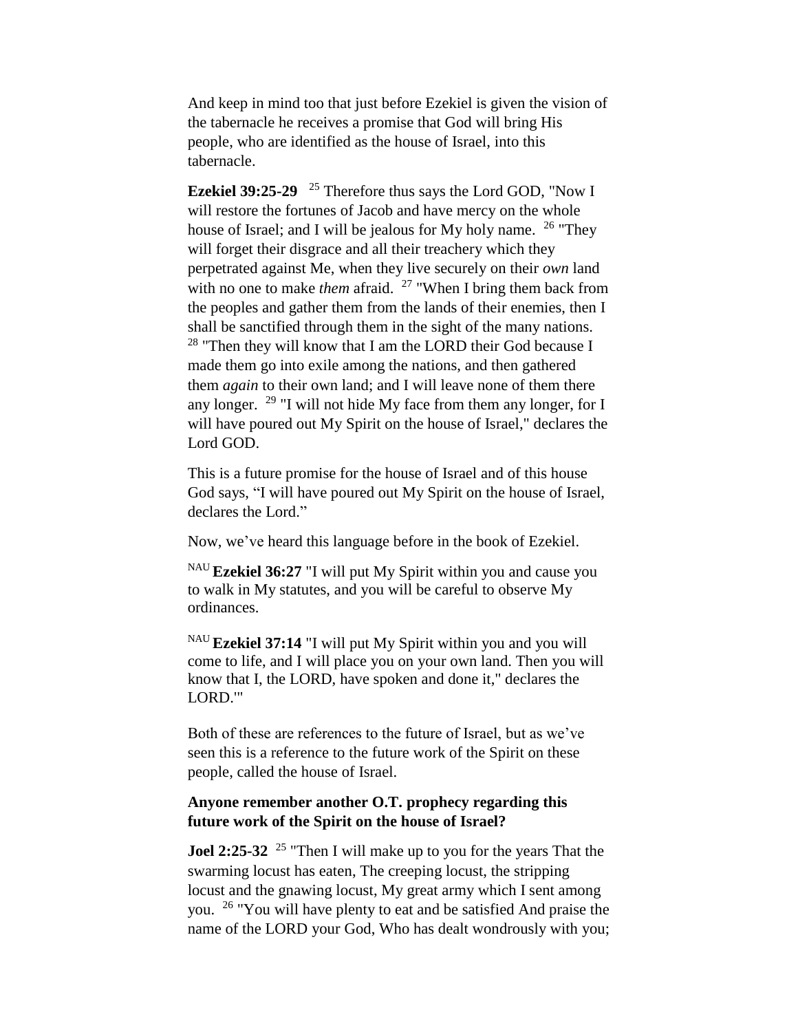And keep in mind too that just before Ezekiel is given the vision of the tabernacle he receives a promise that God will bring His people, who are identified as the house of Israel, into this tabernacle.

**Ezekiel 39:25-29** [25] Therefore thus says the Lord GOD, "Now I will restore the fortunes of Jacob and have mercy on the whole house of Israel; and I will be jealous for My holy name. [26] "They will forget their disgrace and all their treachery which they perpetrated against Me, when they live securely on their *own* land with no one to make *them* afraid. [27] "When I bring them back from the peoples and gather them from the lands of their enemies, then I shall be sanctified through them in the sight of the many nations. [28] "Then they will know that I am the LORD their God because I made them go into exile among the nations, and then gathered them *again* to their own land; and I will leave none of them there any longer. [29] "I will not hide My face from them any longer, for I will have poured out My Spirit on the house of Israel," declares the Lord GOD.

This is a future promise for the house of Israel and of this house God says, "I will have poured out My Spirit on the house of Israel, declares the Lord."

Now, we've heard this language before in the book of Ezekiel.

[NAU] **Ezekiel 36:27** "I will put My Spirit within you and cause you to walk in My statutes, and you will be careful to observe My ordinances.

[NAU] **Ezekiel 37:14** "I will put My Spirit within you and you will come to life, and I will place you on your own land. Then you will know that I, the LORD, have spoken and done it," declares the LORD.'"

Both of these are references to the future of Israel, but as we've seen this is a reference to the future work of the Spirit on these people, called the house of Israel.

**Anyone remember another O.T. prophecy regarding this future work of the Spirit on the house of Israel?**

**Joel 2:25-32** [25] "Then I will make up to you for the years That the swarming locust has eaten, The creeping locust, the stripping locust and the gnawing locust, My great army which I sent among you. [26] "You will have plenty to eat and be satisfied And praise the name of the LORD your God, Who has dealt wondrously with you;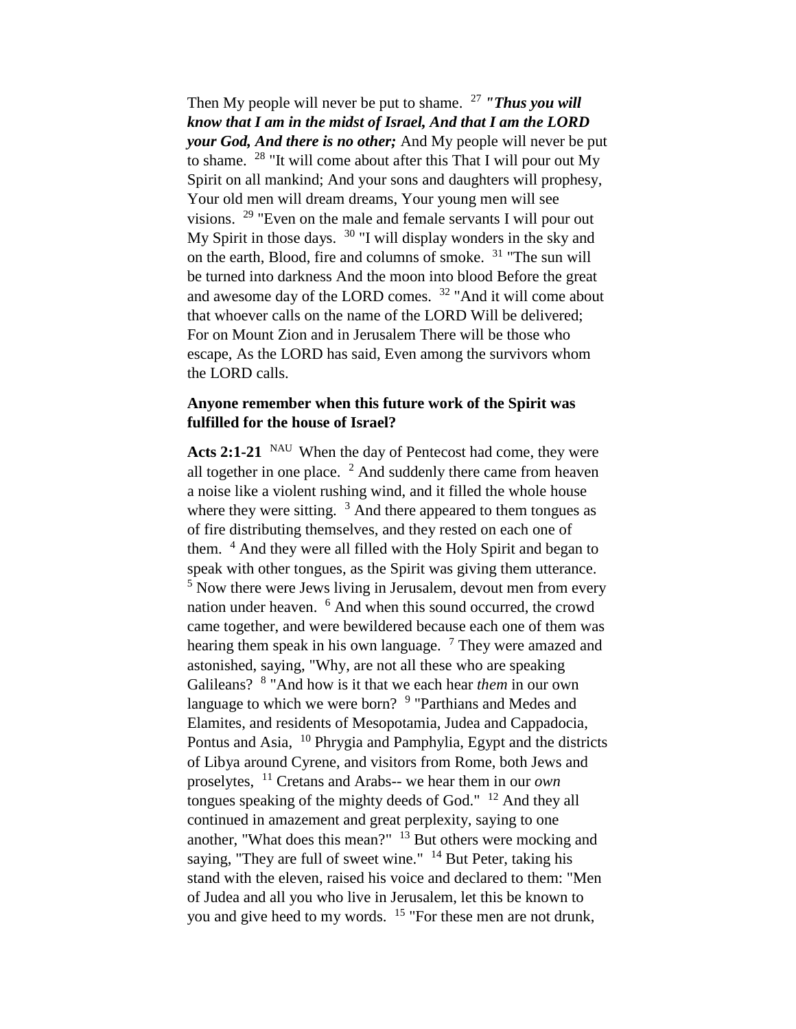Then My people will never be put to shame. [27] ***"Thus you will know that I am in the midst of Israel, And that I am the LORD your God, And there is no other;*** And My people will never be put to shame. [28] "It will come about after this That I will pour out My Spirit on all mankind; And your sons and daughters will prophesy, Your old men will dream dreams, Your young men will see visions. [29] "Even on the male and female servants I will pour out My Spirit in those days. [30] "I will display wonders in the sky and on the earth, Blood, fire and columns of smoke. [31] "The sun will be turned into darkness And the moon into blood Before the great and awesome day of the LORD comes. [32] "And it will come about that whoever calls on the name of the LORD Will be delivered; For on Mount Zion and in Jerusalem There will be those who escape, As the LORD has said, Even among the survivors whom the LORD calls.

**Anyone remember when this future work of the Spirit was fulfilled for the house of Israel?**

**Acts 2:1-21** [NAU] When the day of Pentecost had come, they were all together in one place. [2] And suddenly there came from heaven a noise like a violent rushing wind, and it filled the whole house where they were sitting. [3] And there appeared to them tongues as of fire distributing themselves, and they rested on each one of them. [4] And they were all filled with the Holy Spirit and began to speak with other tongues, as the Spirit was giving them utterance. [5] Now there were Jews living in Jerusalem, devout men from every nation under heaven. [6] And when this sound occurred, the crowd came together, and were bewildered because each one of them was hearing them speak in his own language. [7] They were amazed and astonished, saying, "Why, are not all these who are speaking Galileans? [8] "And how is it that we each hear *them* in our own language to which we were born? [9] "Parthians and Medes and Elamites, and residents of Mesopotamia, Judea and Cappadocia, Pontus and Asia, [10] Phrygia and Pamphylia, Egypt and the districts of Libya around Cyrene, and visitors from Rome, both Jews and proselytes, [11] Cretans and Arabs-- we hear them in our *own* tongues speaking of the mighty deeds of God." [12] And they all continued in amazement and great perplexity, saying to one another, "What does this mean?" [13] But others were mocking and saying, "They are full of sweet wine." [14] But Peter, taking his stand with the eleven, raised his voice and declared to them: "Men of Judea and all you who live in Jerusalem, let this be known to you and give heed to my words. [15] "For these men are not drunk,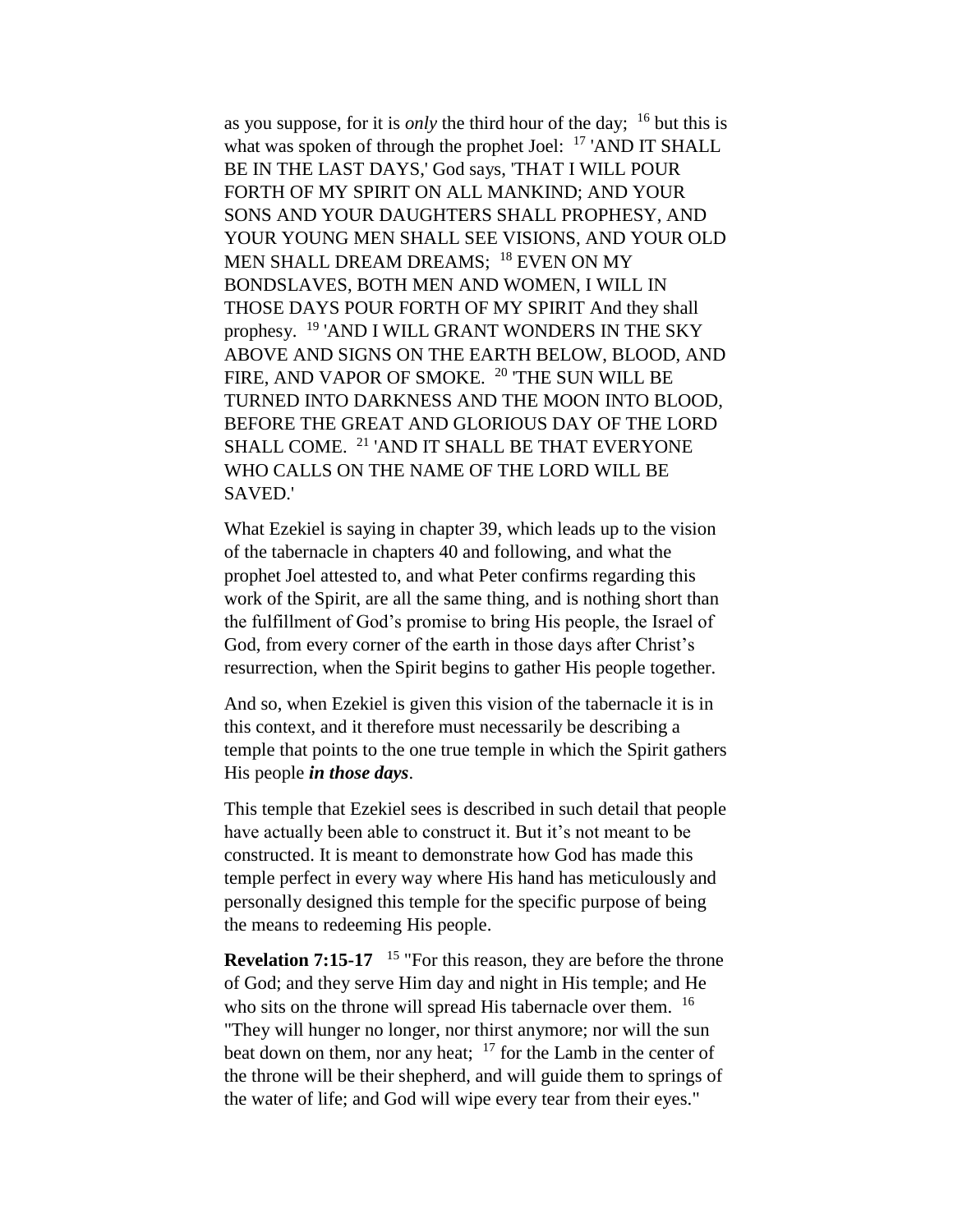as you suppose, for it is *only* the third hour of the day; [16] but this is what was spoken of through the prophet Joel: [17] 'AND IT SHALL BE IN THE LAST DAYS,' God says, 'THAT I WILL POUR FORTH OF MY SPIRIT ON ALL MANKIND; AND YOUR SONS AND YOUR DAUGHTERS SHALL PROPHESY, AND YOUR YOUNG MEN SHALL SEE VISIONS, AND YOUR OLD MEN SHALL DREAM DREAMS; [18] EVEN ON MY BONDSLAVES, BOTH MEN AND WOMEN, I WILL IN THOSE DAYS POUR FORTH OF MY SPIRIT And they shall prophesy. [19] 'AND I WILL GRANT WONDERS IN THE SKY ABOVE AND SIGNS ON THE EARTH BELOW, BLOOD, AND FIRE, AND VAPOR OF SMOKE. [20] 'THE SUN WILL BE TURNED INTO DARKNESS AND THE MOON INTO BLOOD, BEFORE THE GREAT AND GLORIOUS DAY OF THE LORD SHALL COME. [21] 'AND IT SHALL BE THAT EVERYONE WHO CALLS ON THE NAME OF THE LORD WILL BE SAVED.'

What Ezekiel is saying in chapter 39, which leads up to the vision of the tabernacle in chapters 40 and following, and what the prophet Joel attested to, and what Peter confirms regarding this work of the Spirit, are all the same thing, and is nothing short than the fulfillment of God's promise to bring His people, the Israel of God, from every corner of the earth in those days after Christ's resurrection, when the Spirit begins to gather His people together.

And so, when Ezekiel is given this vision of the tabernacle it is in this context, and it therefore must necessarily be describing a temple that points to the one true temple in which the Spirit gathers His people ***in those days***.

This temple that Ezekiel sees is described in such detail that people have actually been able to construct it. But it's not meant to be constructed. It is meant to demonstrate how God has made this temple perfect in every way where His hand has meticulously and personally designed this temple for the specific purpose of being the means to redeeming His people.

**Revelation 7:15-17** [15] "For this reason, they are before the throne of God; and they serve Him day and night in His temple; and He who sits on the throne will spread His tabernacle over them. [16] "They will hunger no longer, nor thirst anymore; nor will the sun beat down on them, nor any heat; [17] for the Lamb in the center of the throne will be their shepherd, and will guide them to springs of the water of life; and God will wipe every tear from their eyes."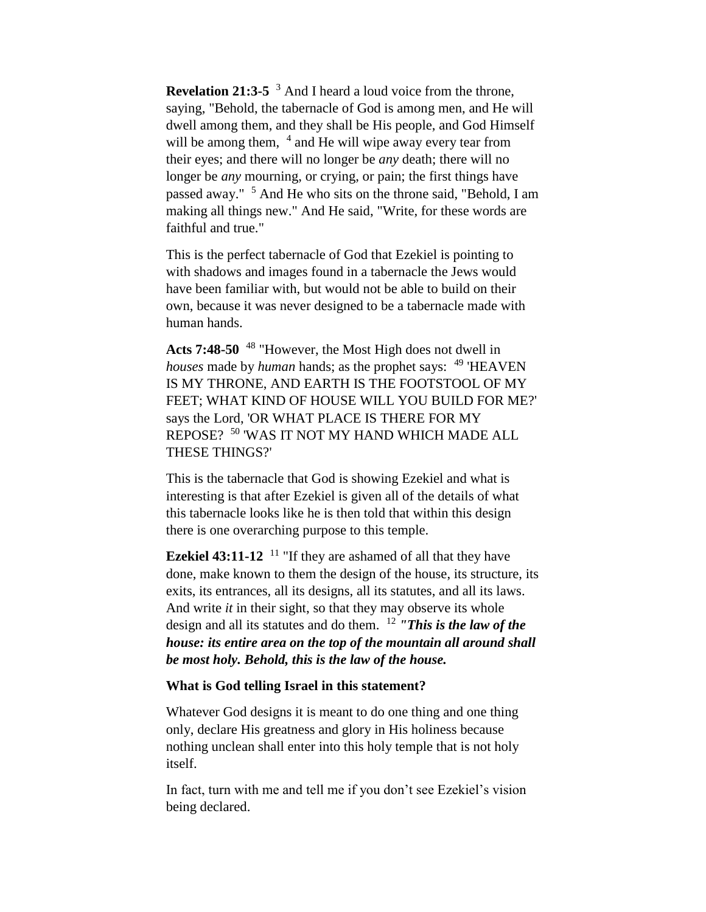**Revelation 21:3-5** [3] And I heard a loud voice from the throne, saying, "Behold, the tabernacle of God is among men, and He will dwell among them, and they shall be His people, and God Himself will be among them, [4] and He will wipe away every tear from their eyes; and there will no longer be *any* death; there will no longer be *any* mourning, or crying, or pain; the first things have passed away." [5] And He who sits on the throne said, "Behold, I am making all things new." And He said, "Write, for these words are faithful and true."

This is the perfect tabernacle of God that Ezekiel is pointing to with shadows and images found in a tabernacle the Jews would have been familiar with, but would not be able to build on their own, because it was never designed to be a tabernacle made with human hands.

**Acts 7:48-50** [48] "However, the Most High does not dwell in *houses* made by *human* hands; as the prophet says: [49] 'HEAVEN IS MY THRONE, AND EARTH IS THE FOOTSTOOL OF MY FEET; WHAT KIND OF HOUSE WILL YOU BUILD FOR ME?' says the Lord, 'OR WHAT PLACE IS THERE FOR MY REPOSE? [50] 'WAS IT NOT MY HAND WHICH MADE ALL THESE THINGS?'

This is the tabernacle that God is showing Ezekiel and what is interesting is that after Ezekiel is given all of the details of what this tabernacle looks like he is then told that within this design there is one overarching purpose to this temple.

**Ezekiel 43:11-12** [11] "If they are ashamed of all that they have done, make known to them the design of the house, its structure, its exits, its entrances, all its designs, all its statutes, and all its laws. And write *it* in their sight, so that they may observe its whole design and all its statutes and do them. [12] ***"This is the law of the house: its entire area on the top of the mountain all around shall be most holy. Behold, this is the law of the house.***

**What is God telling Israel in this statement?**

Whatever God designs it is meant to do one thing and one thing only, declare His greatness and glory in His holiness because nothing unclean shall enter into this holy temple that is not holy itself.

In fact, turn with me and tell me if you don't see Ezekiel's vision being declared.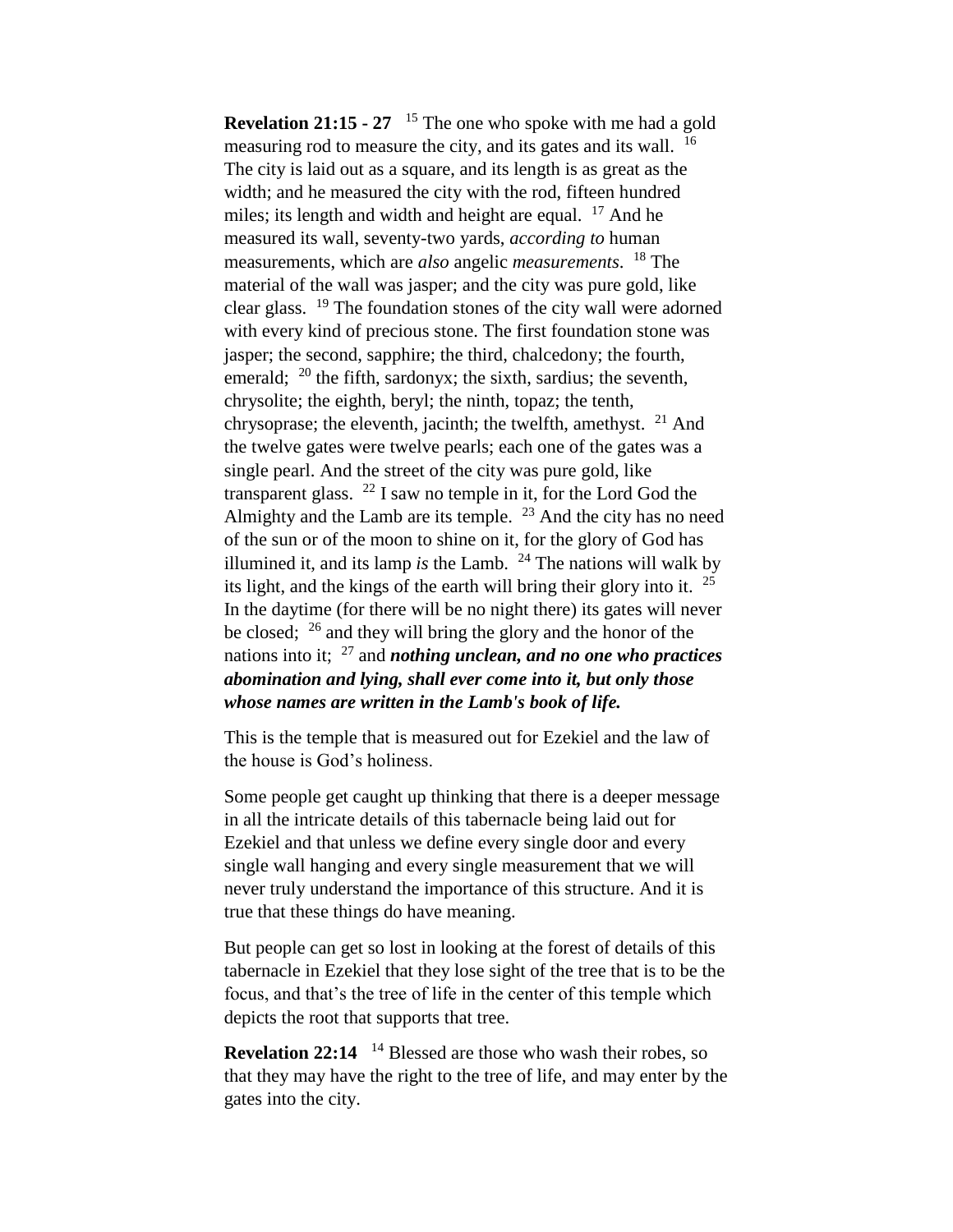**Revelation 21:15 - 27** [15] The one who spoke with me had a gold measuring rod to measure the city, and its gates and its wall. [16] The city is laid out as a square, and its length is as great as the width; and he measured the city with the rod, fifteen hundred miles; its length and width and height are equal. [17] And he measured its wall, seventy-two yards, *according to* human measurements, which are *also* angelic *measurements*. [18] The material of the wall was jasper; and the city was pure gold, like clear glass. [19] The foundation stones of the city wall were adorned with every kind of precious stone. The first foundation stone was jasper; the second, sapphire; the third, chalcedony; the fourth, emerald; [20] the fifth, sardonyx; the sixth, sardius; the seventh, chrysolite; the eighth, beryl; the ninth, topaz; the tenth, chrysoprase; the eleventh, jacinth; the twelfth, amethyst. [21] And the twelve gates were twelve pearls; each one of the gates was a single pearl. And the street of the city was pure gold, like transparent glass. [22] I saw no temple in it, for the Lord God the Almighty and the Lamb are its temple. [23] And the city has no need of the sun or of the moon to shine on it, for the glory of God has illumined it, and its lamp *is* the Lamb. [24] The nations will walk by its light, and the kings of the earth will bring their glory into it. [25] In the daytime (for there will be no night there) its gates will never be closed; [26] and they will bring the glory and the honor of the nations into it; [27] and ***nothing unclean, and no one who practices abomination and lying, shall ever come into it, but only those whose names are written in the Lamb's book of life.***

This is the temple that is measured out for Ezekiel and the law of the house is God's holiness.

Some people get caught up thinking that there is a deeper message in all the intricate details of this tabernacle being laid out for Ezekiel and that unless we define every single door and every single wall hanging and every single measurement that we will never truly understand the importance of this structure. And it is true that these things do have meaning.

But people can get so lost in looking at the forest of details of this tabernacle in Ezekiel that they lose sight of the tree that is to be the focus, and that's the tree of life in the center of this temple which depicts the root that supports that tree.

**Revelation 22:14** [14] Blessed are those who wash their robes, so that they may have the right to the tree of life, and may enter by the gates into the city.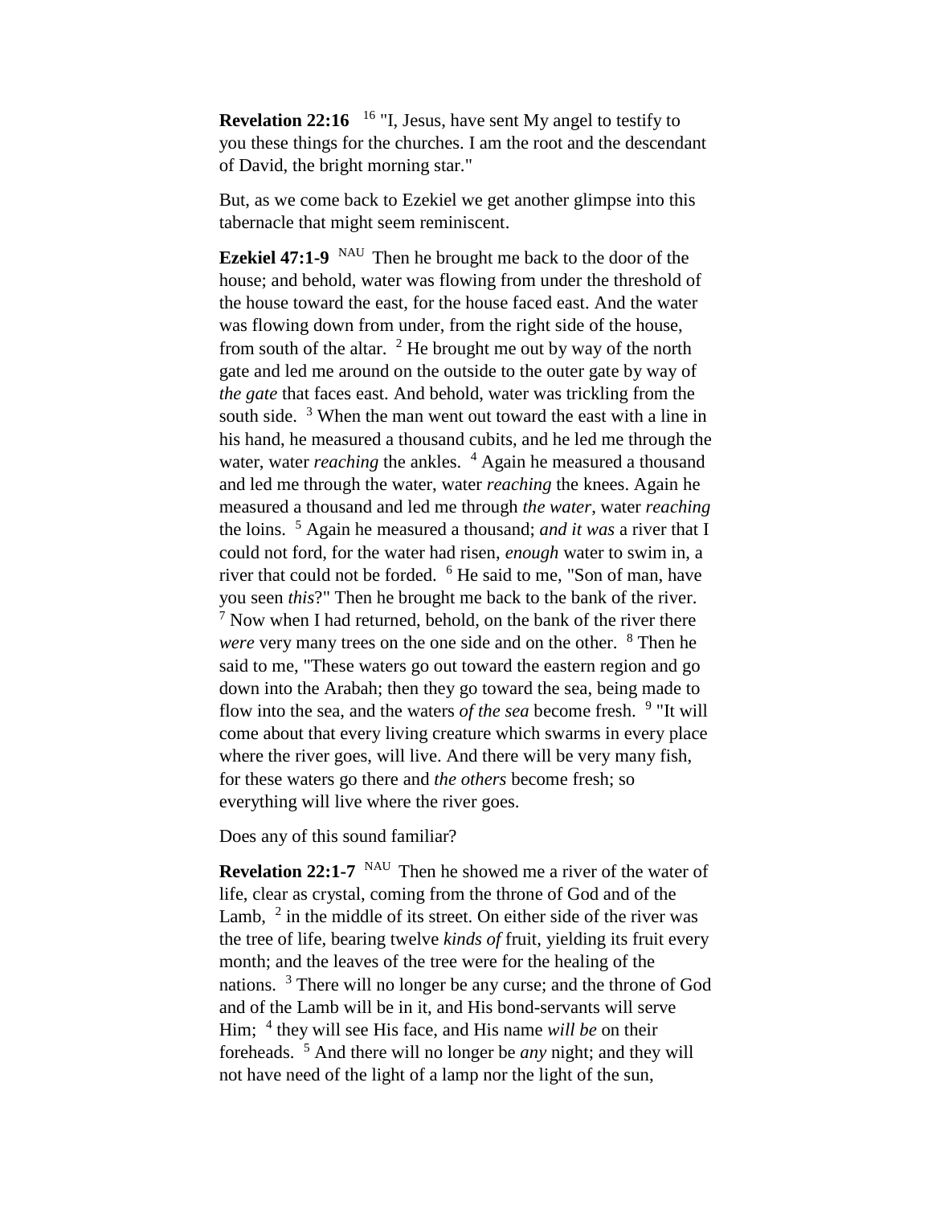**Revelation 22:16** [16] "I, Jesus, have sent My angel to testify to you these things for the churches. I am the root and the descendant of David, the bright morning star."

But, as we come back to Ezekiel we get another glimpse into this tabernacle that might seem reminiscent.

**Ezekiel 47:1-9** NAU Then he brought me back to the door of the house; and behold, water was flowing from under the threshold of the house toward the east, for the house faced east. And the water was flowing down from under, from the right side of the house, from south of the altar. [2] He brought me out by way of the north gate and led me around on the outside to the outer gate by way of *the gate* that faces east. And behold, water was trickling from the south side. [3] When the man went out toward the east with a line in his hand, he measured a thousand cubits, and he led me through the water, water *reaching* the ankles. [4] Again he measured a thousand and led me through the water, water *reaching* the knees. Again he measured a thousand and led me through *the water*, water *reaching* the loins. [5] Again he measured a thousand; *and it was* a river that I could not ford, for the water had risen, *enough* water to swim in, a river that could not be forded. [6] He said to me, "Son of man, have you seen *this*?" Then he brought me back to the bank of the river. [7] Now when I had returned, behold, on the bank of the river there *were* very many trees on the one side and on the other. [8] Then he said to me, "These waters go out toward the eastern region and go down into the Arabah; then they go toward the sea, being made to flow into the sea, and the waters *of the sea* become fresh. [9] "It will come about that every living creature which swarms in every place where the river goes, will live. And there will be very many fish, for these waters go there and *the others* become fresh; so everything will live where the river goes.

Does any of this sound familiar?

**Revelation 22:1-7** NAU Then he showed me a river of the water of life, clear as crystal, coming from the throne of God and of the Lamb, [2] in the middle of its street. On either side of the river was the tree of life, bearing twelve *kinds of* fruit, yielding its fruit every month; and the leaves of the tree were for the healing of the nations. [3] There will no longer be any curse; and the throne of God and of the Lamb will be in it, and His bond-servants will serve Him; [4] they will see His face, and His name *will be* on their foreheads. [5] And there will no longer be *any* night; and they will not have need of the light of a lamp nor the light of the sun,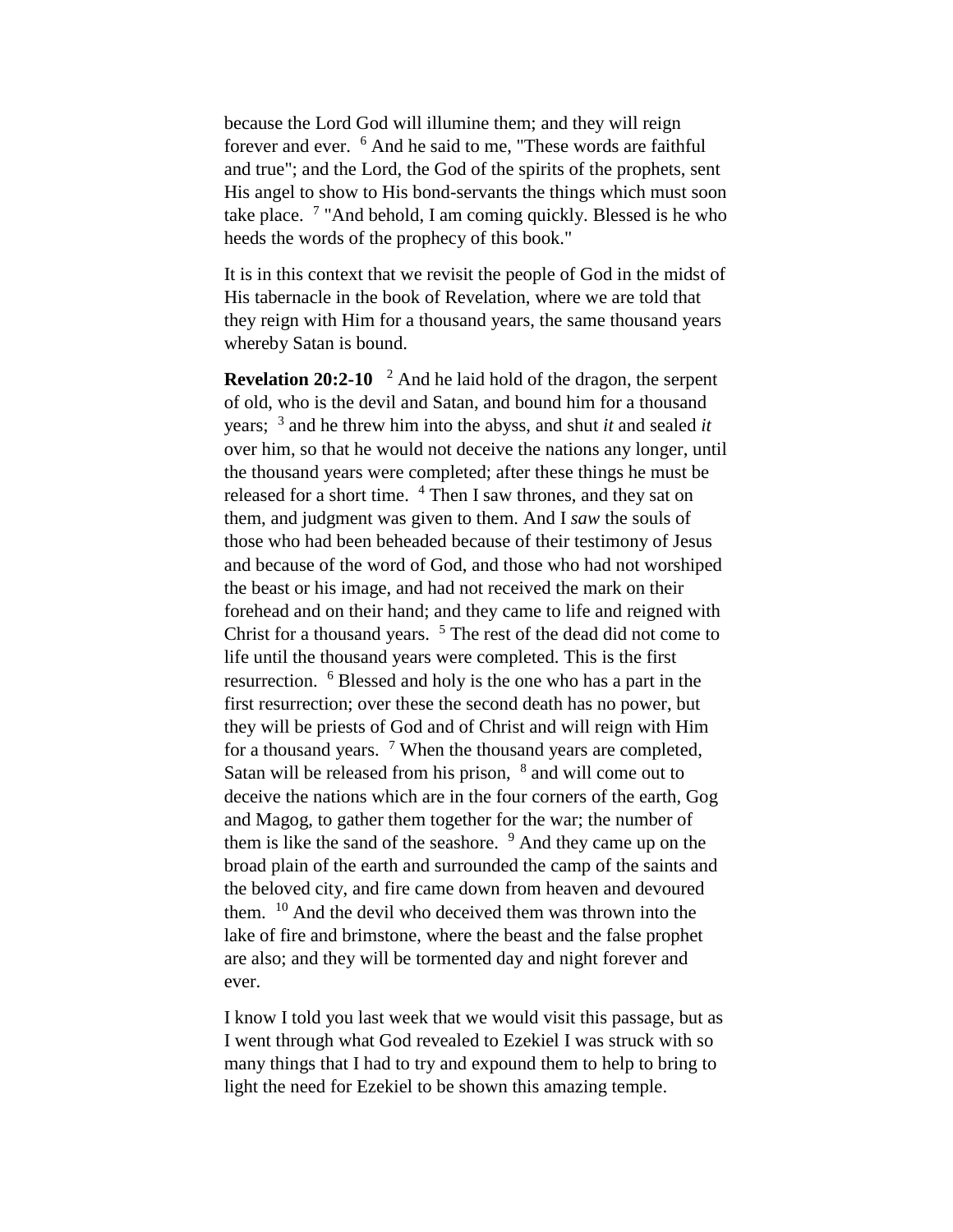because the Lord God will illumine them; and they will reign forever and ever. [6] And he said to me, "These words are faithful and true"; and the Lord, the God of the spirits of the prophets, sent His angel to show to His bond-servants the things which must soon take place. [7] "And behold, I am coming quickly. Blessed is he who heeds the words of the prophecy of this book."

It is in this context that we revisit the people of God in the midst of His tabernacle in the book of Revelation, where we are told that they reign with Him for a thousand years, the same thousand years whereby Satan is bound.

**Revelation 20:2-10** [2] And he laid hold of the dragon, the serpent of old, who is the devil and Satan, and bound him for a thousand years; [3] and he threw him into the abyss, and shut *it* and sealed *it* over him, so that he would not deceive the nations any longer, until the thousand years were completed; after these things he must be released for a short time. [4] Then I saw thrones, and they sat on them, and judgment was given to them. And I *saw* the souls of those who had been beheaded because of their testimony of Jesus and because of the word of God, and those who had not worshiped the beast or his image, and had not received the mark on their forehead and on their hand; and they came to life and reigned with Christ for a thousand years. [5] The rest of the dead did not come to life until the thousand years were completed. This is the first resurrection. [6] Blessed and holy is the one who has a part in the first resurrection; over these the second death has no power, but they will be priests of God and of Christ and will reign with Him for a thousand years. [7] When the thousand years are completed, Satan will be released from his prison, [8] and will come out to deceive the nations which are in the four corners of the earth, Gog and Magog, to gather them together for the war; the number of them is like the sand of the seashore. [9] And they came up on the broad plain of the earth and surrounded the camp of the saints and the beloved city, and fire came down from heaven and devoured them. [10] And the devil who deceived them was thrown into the lake of fire and brimstone, where the beast and the false prophet are also; and they will be tormented day and night forever and ever.

I know I told you last week that we would visit this passage, but as I went through what God revealed to Ezekiel I was struck with so many things that I had to try and expound them to help to bring to light the need for Ezekiel to be shown this amazing temple.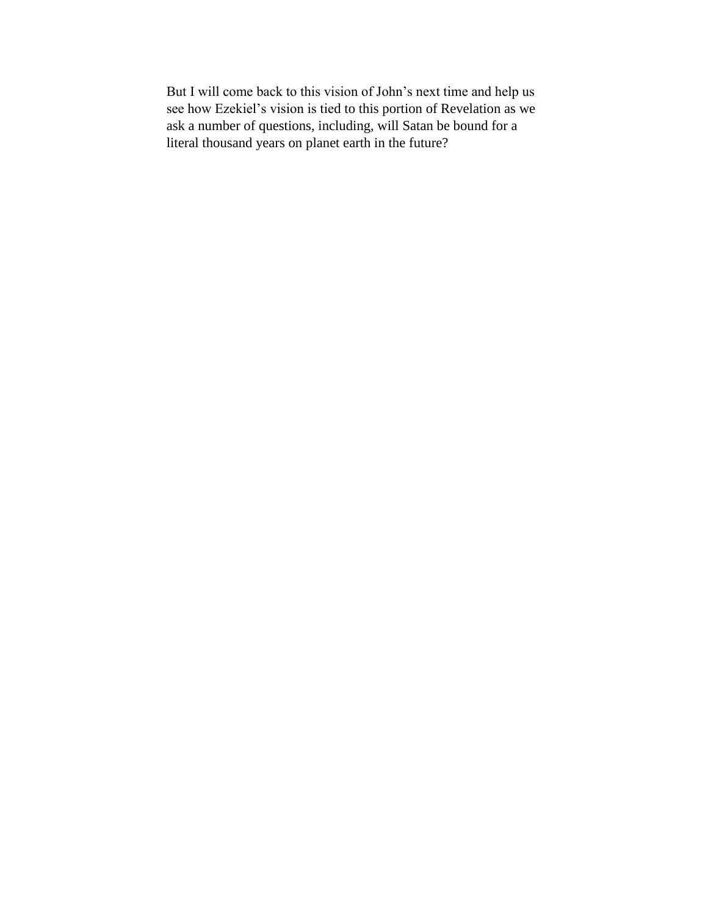But I will come back to this vision of John's next time and help us see how Ezekiel's vision is tied to this portion of Revelation as we ask a number of questions, including, will Satan be bound for a literal thousand years on planet earth in the future?